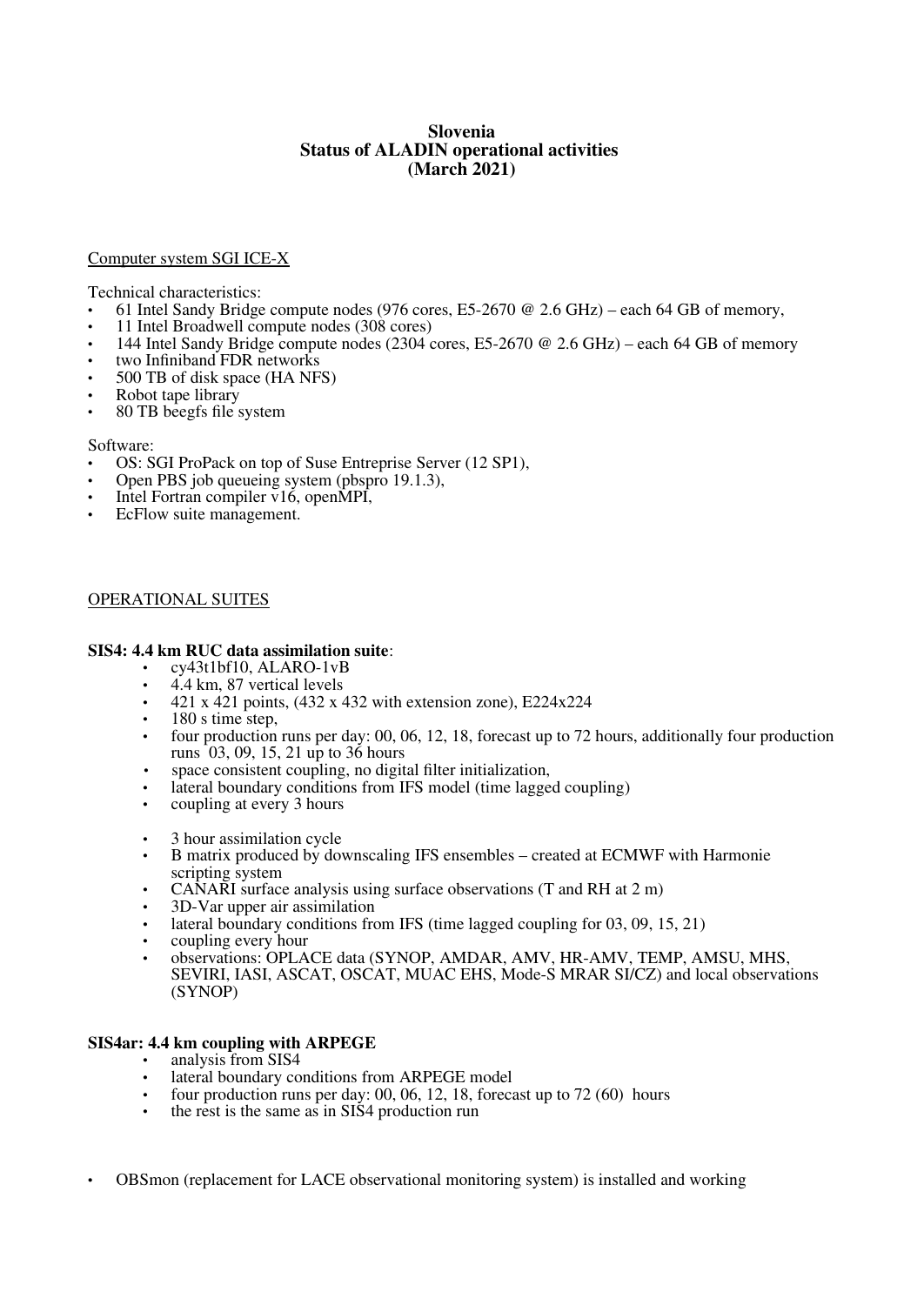# Slovenia
## Status of ALADIN operational activities
## (March 2021)

Computer system SGI ICE-X

Technical characteristics:

- 61 Intel Sandy Bridge compute nodes (976 cores, E5-2670 @ 2.6 GHz) – each 64 GB of memory,
- 11 Intel Broadwell compute nodes (308 cores)
- 144 Intel Sandy Bridge compute nodes (2304 cores, E5-2670 @ 2.6 GHz) – each 64 GB of memory
- two Infiniband FDR networks
- 500 TB of disk space (HA NFS)
- Robot tape library
- 80 TB beegfs file system

Software:

- OS: SGI ProPack on top of Suse Entreprise Server (12 SP1),
- Open PBS job queueing system (pbspro 19.1.3),
- Intel Fortran compiler v16, openMPI,
- EcFlow suite management.

OPERATIONAL SUITES

**SIS4: 4.4 km RUC data assimilation suite**:

- cy43t1bf10, ALARO-1vB
- 4.4 km, 87 vertical levels
- 421 x 421 points, (432 x 432 with extension zone), E224x224
- 180 s time step,
- four production runs per day: 00, 06, 12, 18, forecast up to 72 hours, additionally four production runs 03, 09, 15, 21 up to 36 hours
- space consistent coupling, no digital filter initialization,
- lateral boundary conditions from IFS model (time lagged coupling)
- coupling at every 3 hours

- 3 hour assimilation cycle
- B matrix produced by downscaling IFS ensembles – created at ECMWF with Harmonie scripting system
- CANARI surface analysis using surface observations (T and RH at 2 m)
- 3D-Var upper air assimilation
- lateral boundary conditions from IFS (time lagged coupling for 03, 09, 15, 21)
- coupling every hour
- observations: OPLACE data (SYNOP, AMDAR, AMV, HR-AMV, TEMP, AMSU, MHS, SEVIRI, IASI, ASCAT, OSCAT, MUAC EHS, Mode-S MRAR SI/CZ) and local observations (SYNOP)

**SIS4ar: 4.4 km coupling with ARPEGE**

- analysis from SIS4
- lateral boundary conditions from ARPEGE model
- four production runs per day: 00, 06, 12, 18, forecast up to 72 (60) hours
- the rest is the same as in SIS4 production run

- OBSmon (replacement for LACE observational monitoring system) is installed and working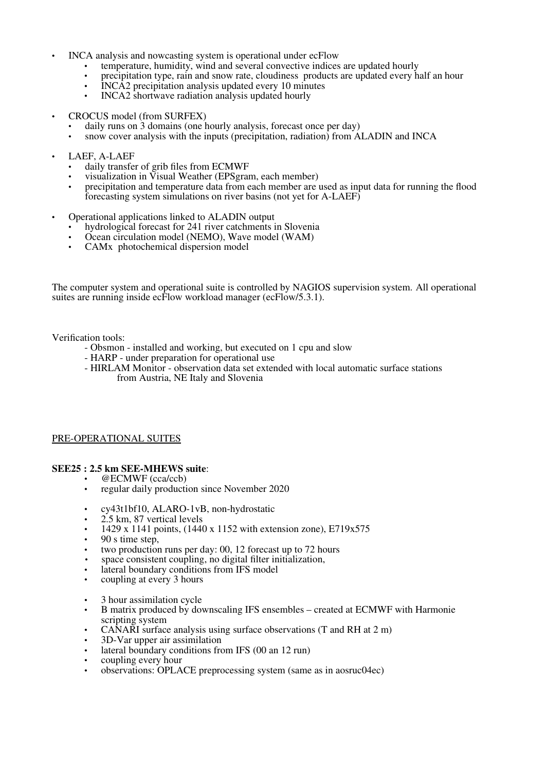- INCA analysis and nowcasting system is operational under ecFlow
  - temperature, humidity, wind and several convective indices are updated hourly
  - precipitation type, rain and snow rate, cloudiness products are updated every half an hour
  - INCA2 precipitation analysis updated every 10 minutes
  - INCA2 shortwave radiation analysis updated hourly

- CROCUS model (from SURFEX)
  - daily runs on 3 domains (one hourly analysis, forecast once per day)
  - snow cover analysis with the inputs (precipitation, radiation) from ALADIN and INCA

- LAEF, A-LAEF
  - daily transfer of grib files from ECMWF
  - visualization in Visual Weather (EPSgram, each member)
  - precipitation and temperature data from each member are used as input data for running the flood forecasting system simulations on river basins (not yet for A-LAEF)

- Operational applications linked to ALADIN output
  - hydrological forecast for 241 river catchments in Slovenia
  - Ocean circulation model (NEMO), Wave model (WAM)
  - CAMx photochemical dispersion model

The computer system and operational suite is controlled by NAGIOS supervision system. All operational suites are running inside ecFlow workload manager (ecFlow/5.3.1).

Verification tools:

- Obsmon - installed and working, but executed on 1 cpu and slow
- HARP - under preparation for operational use
- HIRLAM Monitor - observation data set extended with local automatic surface stations from Austria, NE Italy and Slovenia

PRE-OPERATIONAL SUITES

**SEE25 : 2.5 km SEE-MHEWS suite**:

- @ECMWF (cca/ccb)
- regular daily production since November 2020

- cy43t1bf10, ALARO-1vB, non-hydrostatic
- 2.5 km, 87 vertical levels
- 1429 x 1141 points, (1440 x 1152 with extension zone), E719x575
- 90 s time step,
- two production runs per day: 00, 12 forecast up to 72 hours
- space consistent coupling, no digital filter initialization,
- lateral boundary conditions from IFS model
- coupling at every 3 hours

- 3 hour assimilation cycle
- B matrix produced by downscaling IFS ensembles – created at ECMWF with Harmonie scripting system
- CANARI surface analysis using surface observations (T and RH at 2 m)
- 3D-Var upper air assimilation
- lateral boundary conditions from IFS (00 an 12 run)
- coupling every hour
- observations: OPLACE preprocessing system (same as in aosruc04ec)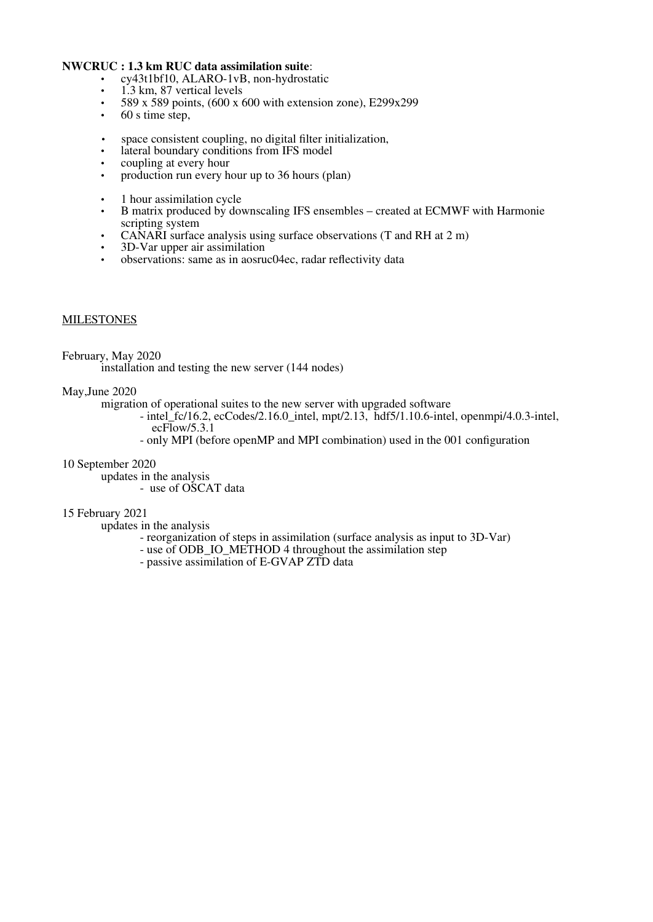**NWCRUC : 1.3 km RUC data assimilation suite**:

- cy43t1bf10, ALARO-1vB, non-hydrostatic
- 1.3 km, 87 vertical levels
- 589 x 589 points, (600 x 600 with extension zone), E299x299
- 60 s time step,

- space consistent coupling, no digital filter initialization,
- lateral boundary conditions from IFS model
- coupling at every hour
- production run every hour up to 36 hours (plan)

- 1 hour assimilation cycle
- B matrix produced by downscaling IFS ensembles – created at ECMWF with Harmonie scripting system
- CANARI surface analysis using surface observations (T and RH at 2 m)
- 3D-Var upper air assimilation
- observations: same as in aosruc04ec, radar reflectivity data

<u>MILESTONES</u>

February, May 2020

installation and testing the new server (144 nodes)

May,June 2020

migration of operational suites to the new server with upgraded software

- intel_fc/16.2, ecCodes/2.16.0_intel, mpt/2.13, hdf5/1.10.6-intel, openmpi/4.0.3-intel, ecFlow/5.3.1
- only MPI (before openMP and MPI combination) used in the 001 configuration

10 September 2020

updates in the analysis

- use of OSCAT data

15 February 2021

updates in the analysis

- reorganization of steps in assimilation (surface analysis as input to 3D-Var)
- use of ODB_IO_METHOD 4 throughout the assimilation step
- passive assimilation of E-GVAP ZTD data